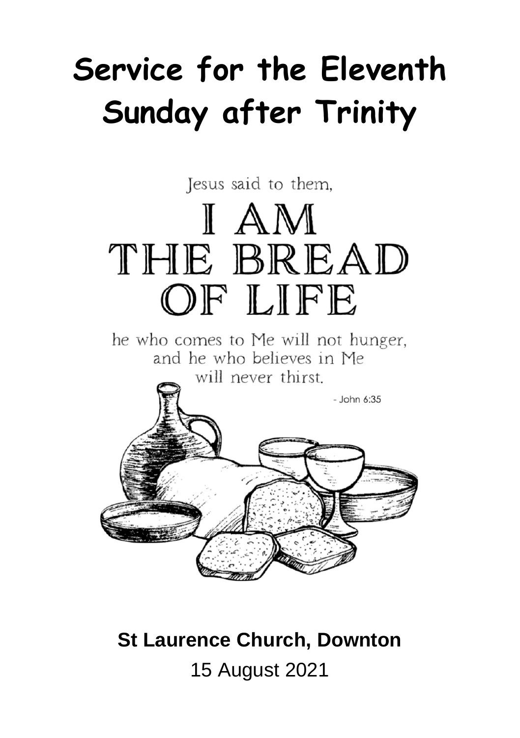# Service for the Eleventh Sunday after Trinity

Jesus said to them,

I AM THE BREAD OF LIFE

he who comes to Me will not hunger, and he who believes in Me will never thirst.

- John 6:35

**St Laurence Church, Downton**

15 August 2021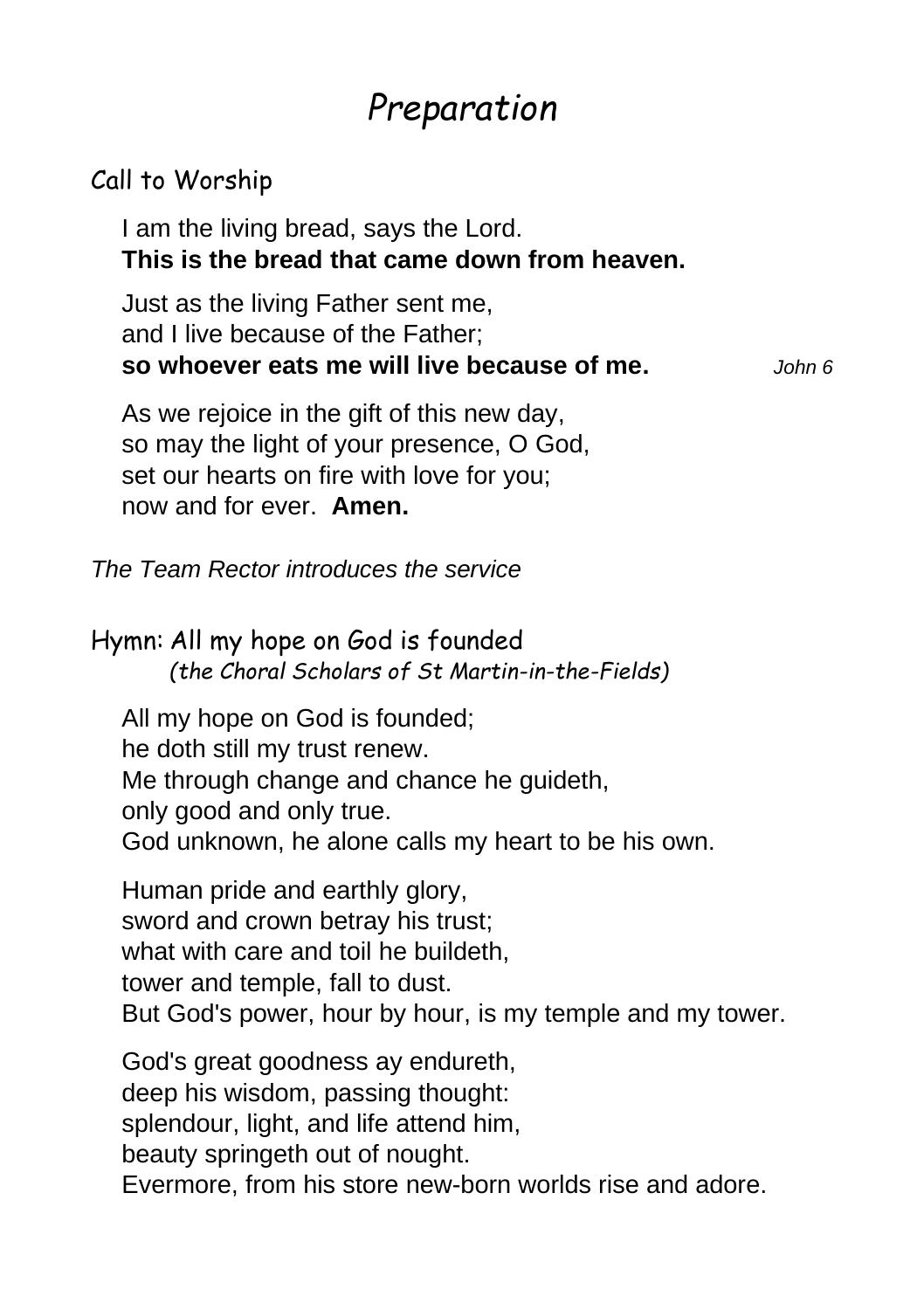# *Preparation*

## Call to Worship

I am the living bread, says the Lord.
**This is the bread that came down from heaven.**

Just as the living Father sent me,
and I live because of the Father;
**so whoever eats me will live because of me.** *John 6*

As we rejoice in the gift of this new day,
so may the light of your presence, O God,
set our hearts on fire with love for you;
now and for ever. **Amen.**

*The Team Rector introduces the service*

## Hymn: All my hope on God is founded

*(the Choral Scholars of St Martin-in-the-Fields)*

All my hope on God is founded;
he doth still my trust renew.
Me through change and chance he guideth,
only good and only true.
God unknown, he alone calls my heart to be his own.

Human pride and earthly glory,
sword and crown betray his trust;
what with care and toil he buildeth,
tower and temple, fall to dust.
But God's power, hour by hour, is my temple and my tower.

God's great goodness ay endureth,
deep his wisdom, passing thought:
splendour, light, and life attend him,
beauty springeth out of nought.
Evermore, from his store new-born worlds rise and adore.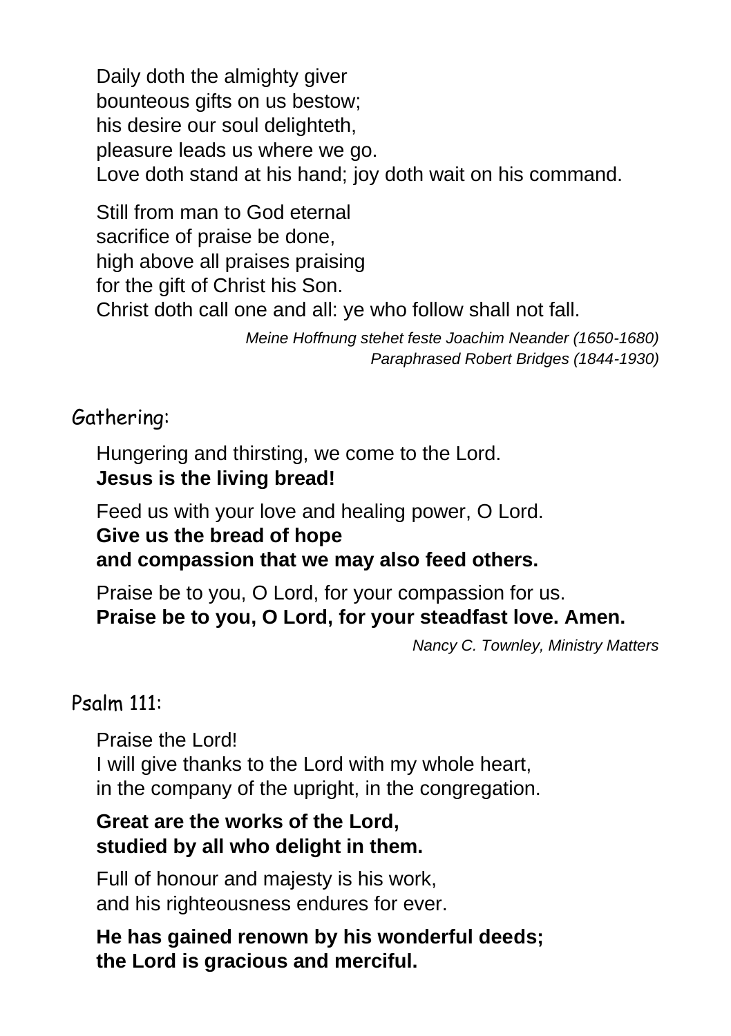Daily doth the almighty giver  
bounteous gifts on us bestow;  
his desire our soul delighteth,  
pleasure leads us where we go.  
Love doth stand at his hand; joy doth wait on his command.

Still from man to God eternal  
sacrifice of praise be done,  
high above all praises praising  
for the gift of Christ his Son.  
Christ doth call one and all: ye who follow shall not fall.

*Meine Hoffnung stehet feste Joachim Neander (1650-1680)*  
*Paraphrased Robert Bridges (1844-1930)*

## Gathering:

Hungering and thirsting, we come to the Lord.  
**Jesus is the living bread!**

Feed us with your love and healing power, O Lord.  
**Give us the bread of hope**  
**and compassion that we may also feed others.**

Praise be to you, O Lord, for your compassion for us.  
**Praise be to you, O Lord, for your steadfast love. Amen.**

*Nancy C. Townley, Ministry Matters*

## Psalm 111:

Praise the Lord!  
I will give thanks to the Lord with my whole heart,  
in the company of the upright, in the congregation.

**Great are the works of the Lord,**  
**studied by all who delight in them.**

Full of honour and majesty is his work,  
and his righteousness endures for ever.

**He has gained renown by his wonderful deeds;**  
**the Lord is gracious and merciful.**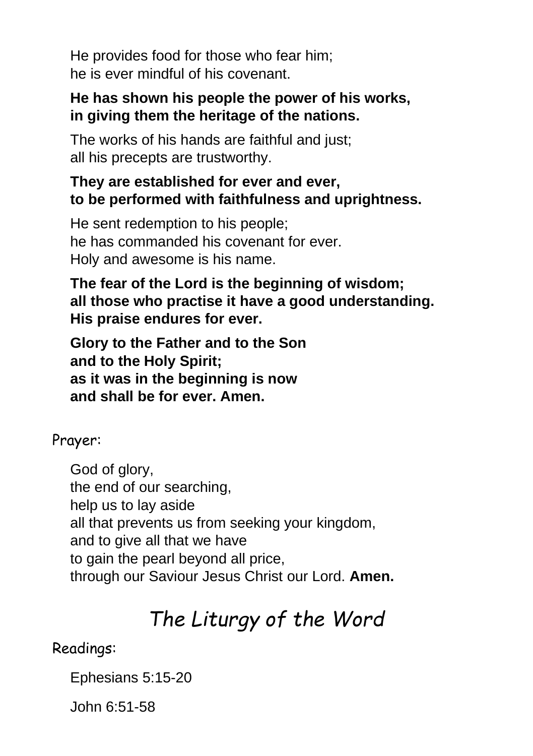He provides food for those who fear him;
he is ever mindful of his covenant.

**He has shown his people the power of his works,**
**in giving them the heritage of the nations.**

The works of his hands are faithful and just;
all his precepts are trustworthy.

**They are established for ever and ever,**
**to be performed with faithfulness and uprightness.**

He sent redemption to his people;
he has commanded his covenant for ever.
Holy and awesome is his name.

**The fear of the Lord is the beginning of wisdom;**
**all those who practise it have a good understanding.**
**His praise endures for ever.**

**Glory to the Father and to the Son**
**and to the Holy Spirit;**
**as it was in the beginning is now**
**and shall be for ever. Amen.**

Prayer:

God of glory,
the end of our searching,
help us to lay aside
all that prevents us from seeking your kingdom,
and to give all that we have
to gain the pearl beyond all price,
through our Saviour Jesus Christ our Lord. **Amen.**

## *The Liturgy of the Word*

Readings:

Ephesians 5:15-20

John 6:51-58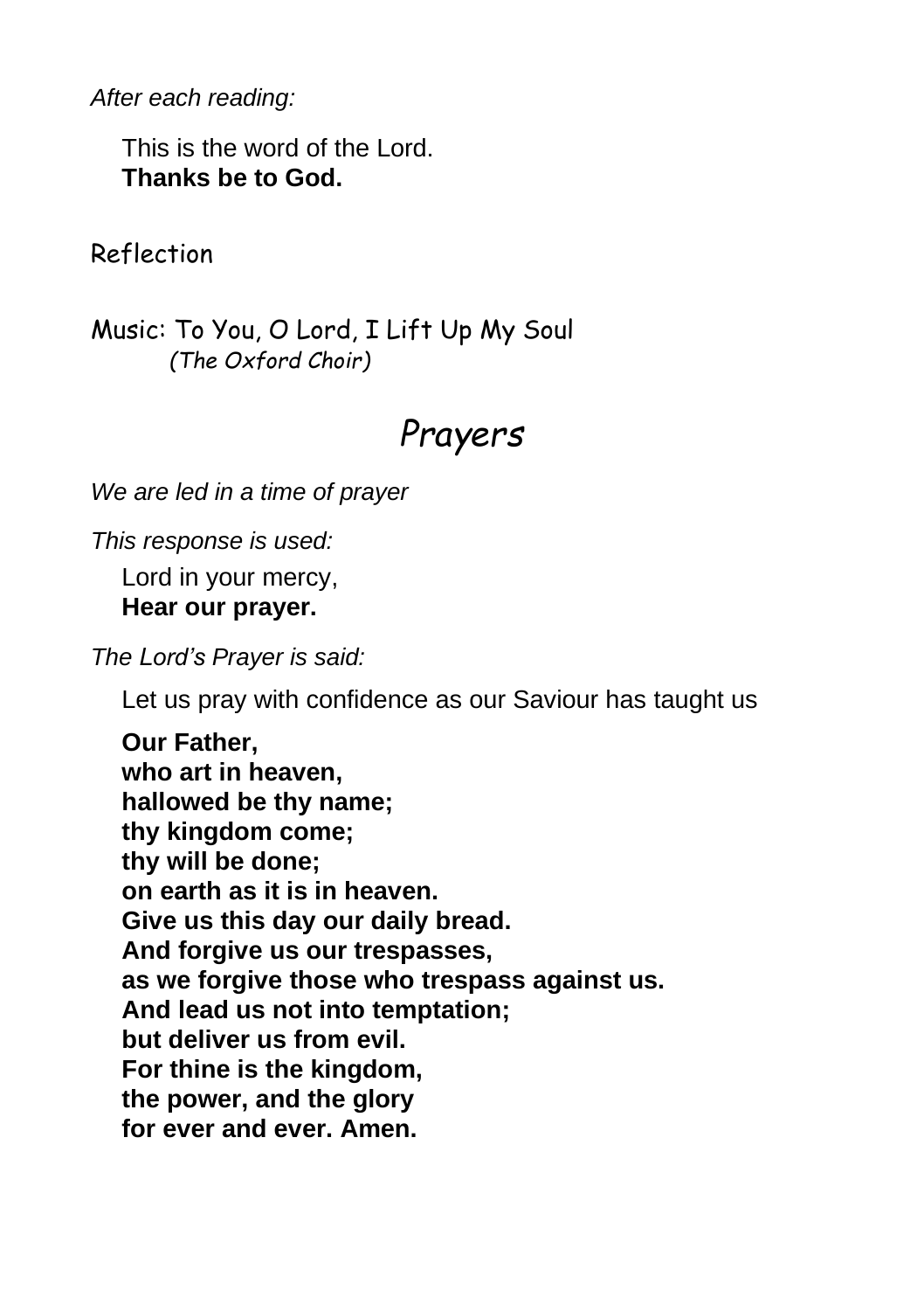*After each reading:*

This is the word of the Lord.
**Thanks be to God.**

Reflection

Music: To You, O Lord, I Lift Up My Soul
*(The Oxford Choir)*

# *Prayers*

*We are led in a time of prayer*

*This response is used:*

Lord in your mercy,
**Hear our prayer.**

*The Lord's Prayer is said:*

Let us pray with confidence as our Saviour has taught us

**Our Father,**
**who art in heaven,**
**hallowed be thy name;**
**thy kingdom come;**
**thy will be done;**
**on earth as it is in heaven.**
**Give us this day our daily bread.**
**And forgive us our trespasses,**
**as we forgive those who trespass against us.**
**And lead us not into temptation;**
**but deliver us from evil.**
**For thine is the kingdom,**
**the power, and the glory**
**for ever and ever. Amen.**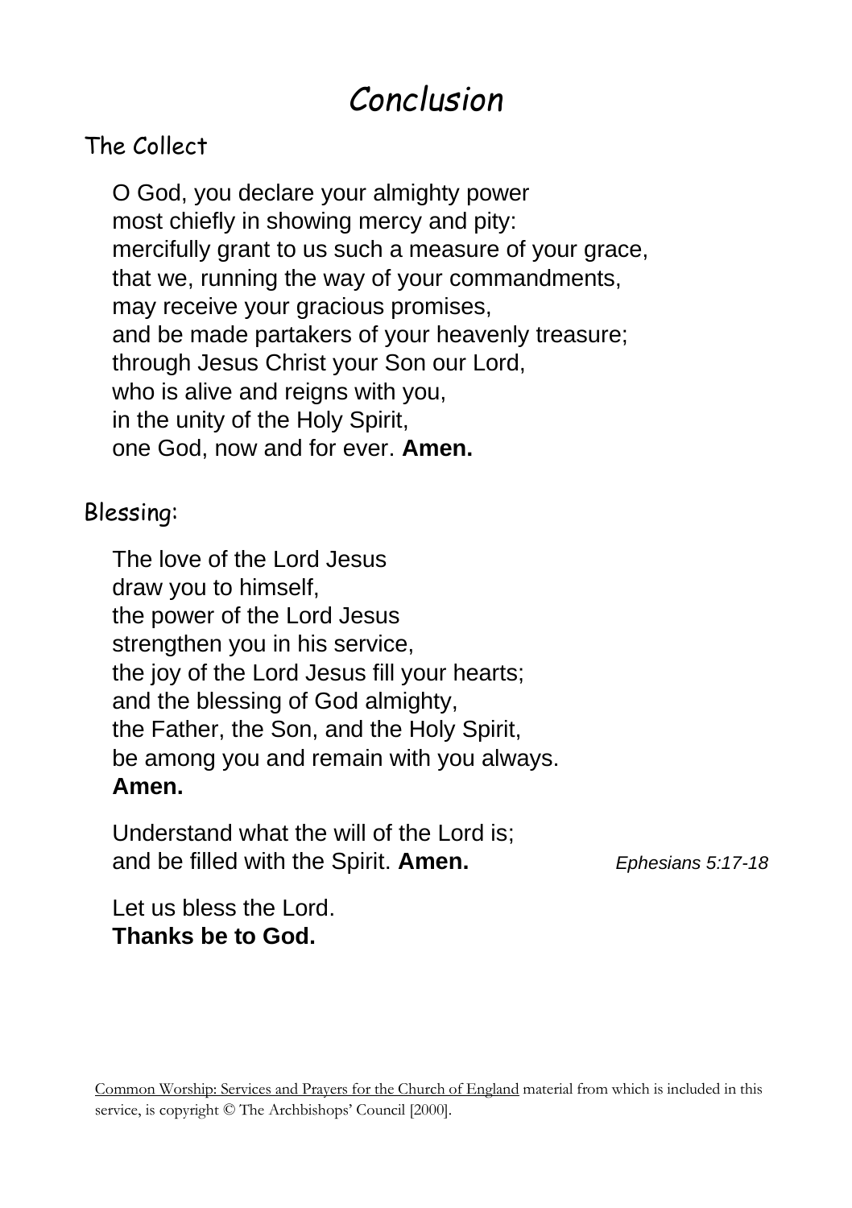# Conclusion

## The Collect

O God, you declare your almighty power
most chiefly in showing mercy and pity:
mercifully grant to us such a measure of your grace,
that we, running the way of your commandments,
may receive your gracious promises,
and be made partakers of your heavenly treasure;
through Jesus Christ your Son our Lord,
who is alive and reigns with you,
in the unity of the Holy Spirit,
one God, now and for ever. **Amen.**

## Blessing:

The love of the Lord Jesus
draw you to himself,
the power of the Lord Jesus
strengthen you in his service,
the joy of the Lord Jesus fill your hearts;
and the blessing of God almighty,
the Father, the Son, and the Holy Spirit,
be among you and remain with you always.
**Amen.**

Understand what the will of the Lord is;
and be filled with the Spirit. **Amen.** *Ephesians 5:17-18*

Let us bless the Lord.
**Thanks be to God.**

Common Worship: Services and Prayers for the Church of England material from which is included in this service, is copyright © The Archbishops' Council [2000].